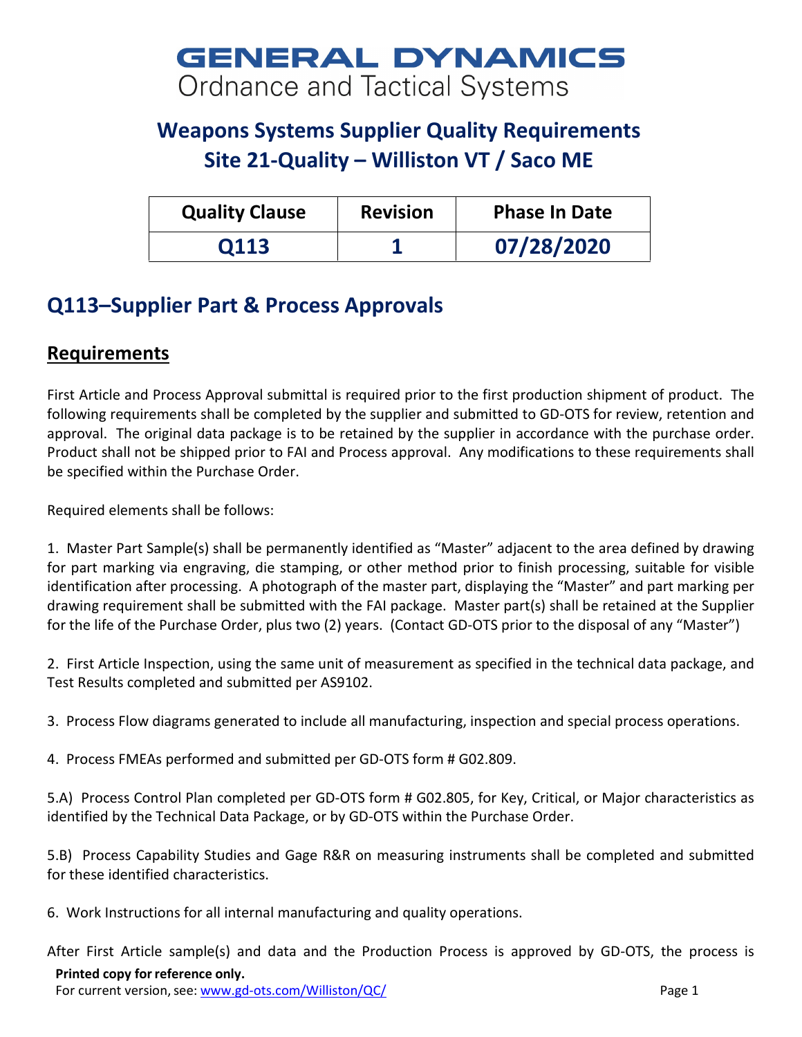# GENERAL DYNAMICS
Ordnance and Tactical Systems

## Weapons Systems Supplier Quality Requirements
## Site 21-Quality – Williston VT / Saco ME

| Quality Clause | Revision | Phase In Date |
|---|---|---|
| Q113 | 1 | 07/28/2020 |

## Q113–Supplier Part & Process Approvals

### Requirements

First Article and Process Approval submittal is required prior to the first production shipment of product. The following requirements shall be completed by the supplier and submitted to GD-OTS for review, retention and approval. The original data package is to be retained by the supplier in accordance with the purchase order. Product shall not be shipped prior to FAI and Process approval. Any modifications to these requirements shall be specified within the Purchase Order.

Required elements shall be follows:

1. Master Part Sample(s) shall be permanently identified as "Master" adjacent to the area defined by drawing for part marking via engraving, die stamping, or other method prior to finish processing, suitable for visible identification after processing. A photograph of the master part, displaying the "Master" and part marking per drawing requirement shall be submitted with the FAI package. Master part(s) shall be retained at the Supplier for the life of the Purchase Order, plus two (2) years. (Contact GD-OTS prior to the disposal of any "Master")

2. First Article Inspection, using the same unit of measurement as specified in the technical data package, and Test Results completed and submitted per AS9102.

3. Process Flow diagrams generated to include all manufacturing, inspection and special process operations.

4. Process FMEAs performed and submitted per GD-OTS form # G02.809.

5.A) Process Control Plan completed per GD-OTS form # G02.805, for Key, Critical, or Major characteristics as identified by the Technical Data Package, or by GD-OTS within the Purchase Order.

5.B) Process Capability Studies and Gage R&R on measuring instruments shall be completed and submitted for these identified characteristics.

6. Work Instructions for all internal manufacturing and quality operations.

After First Article sample(s) and data and the Production Process is approved by GD-OTS, the process is

**Printed copy for reference only.**
For current version, see: www.gd-ots.com/Williston/QC/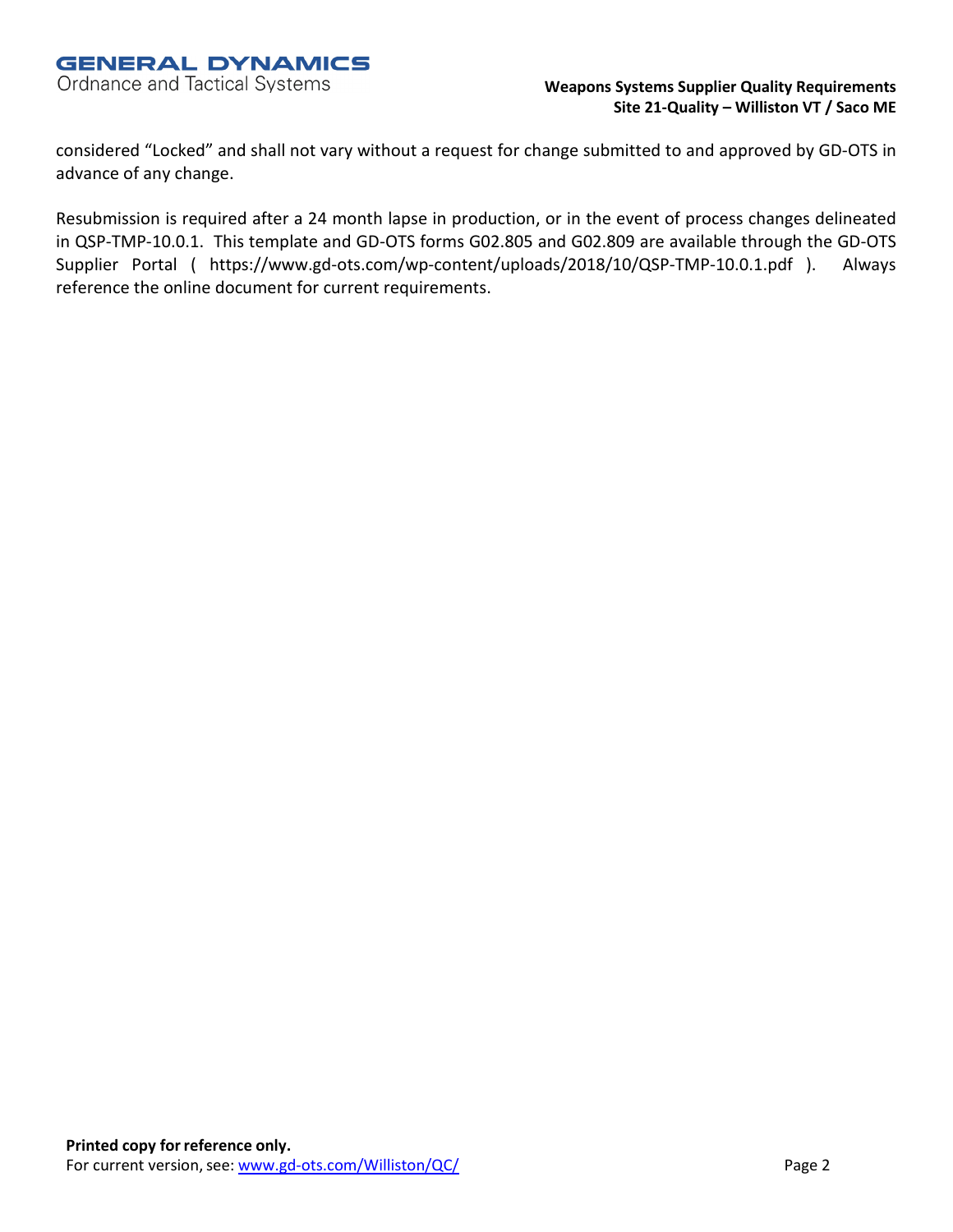considered “Locked” and shall not vary without a request for change submitted to and approved by GD-OTS in advance of any change.

Resubmission is required after a 24 month lapse in production, or in the event of process changes delineated in QSP-TMP-10.0.1. This template and GD-OTS forms G02.805 and G02.809 are available through the GD-OTS Supplier Portal ( https://www.gd-ots.com/wp-content/uploads/2018/10/QSP-TMP-10.0.1.pdf ). Always reference the online document for current requirements.